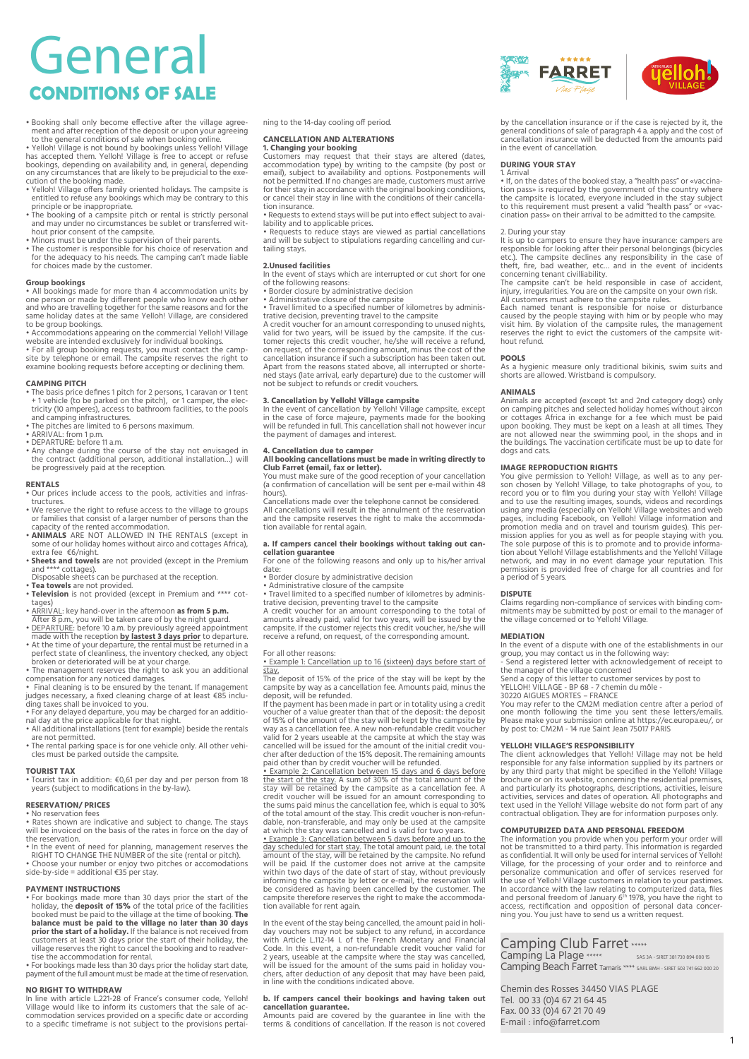# General
## CONDITIONS OF SALE

- Booking shall only become effective after the village agreement and after reception of the deposit or upon your agreeing to the general conditions of sale when booking online.
- Yelloh! Village is not bound by bookings unless Yelloh! Village has accepted them. Yelloh! Village is free to accept or refuse bookings, depending on availability and, in general, depending on any circumstances that are likely to be prejudicial to the execution of the booking made.
- Yelloh! Village offers family oriented holidays. The campsite is entitled to refuse any bookings which may be contrary to this principle or be inappropriate.
- The booking of a campsite pitch or rental is strictly personal and may under no circumstances be sublet or transferred without prior consent of the campsite.
- Minors must be under the supervision of their parents.
- The customer is responsible for his choice of reservation and for the adequacy to his needs. The camping can't made liable for choices made by the customer.

### Group bookings

- All bookings made for more than 4 accommodation units by one person or made by different people who know each other and who are travelling together for the same reasons and for the same holiday dates at the same Yelloh! Village, are considered to be group bookings.
- Accommodations appearing on the commercial Yelloh! Village website are intended exclusively for individual bookings.
- For all group booking requests, you must contact the campsite by telephone or email. The campsite reserves the right to examine booking requests before accepting or declining them.

### CAMPING PITCH

- The basis price defines 1 pitch for 2 persons, 1 caravan or 1 tent + 1 vehicle (to be parked on the pitch), or 1 camper, the electricity (10 amperes), access to bathroom facilities, to the pools and camping infrastructures.
- The pitches are limited to 6 persons maximum.
- ARRIVAL: from 1 p.m.
- DEPARTURE: before 11 a.m.
- Any change during the course of the stay not envisaged in the contract (additional person, additional installation…) will be progressively paid at the reception.

### RENTALS

- Our prices include access to the pools, activities and infrastructures.
- We reserve the right to refuse access to the village to groups or families that consist of a larger number of persons than the capacity of the rented accommodation.
- **ANIMALS** ARE NOT ALLOWED IN THE RENTALS (except in some of our holiday homes without airco and cottages Africa), extra fee €6/night.
- **Sheets and towels** are not provided (except in the Premium and **** cottages).
  Disposable sheets can be purchased at the reception.
- **Tea towels** are not provided.
- **Television** is not provided (except in Premium and **** cottages)
- ARRIVAL: key hand-over in the afternoon **as from 5 p.m.**
  After 8 p.m., you will be taken care of by the night guard.
- DEPARTURE: before 10 a.m. by previously agreed appointment made with the reception **by lastest 3 days prior** to departure.
- At the time of your departure, the rental must be returned in a perfect state of cleanliness, the inventory checked, any object broken or deteriorated will be at your charge.
- The management reserves the right to ask you an additional compensation for any noticed damages.
- Final cleaning is to be ensured by the tenant. If management judges necessary, a fixed cleaning charge of at least €85 including taxes shall be invoiced to you.
- For any delayed departure, you may be charged for an additional night at the price applicable for that night.
- All additional installations (tent for example) beside the rentals are not permitted.
- The rental parking space is for one vehicle only. All other vehicles must be parked outside the campsite.

### TOURIST TAX

- Tourist tax in addition: €0,61 per day and per person from 18 years (subject to modifications in the by-law).

### RESERVATION/ PRICES

- No reservation fees
- Rates shown are indicative and subject to change. The stays will be invoiced on the basis of the rates in force on the day of the reservation.
- In the event of need for planning, management reserves the RIGHT TO CHANGE THE NUMBER of the site (rental or pitch).
- Choose your number or enjoy two pitches or accomodations side-by-side = additional €35 per stay.

### PAYMENT INSTRUCTIONS

- For bookings made more than 30 days prior the start of the holiday, the **deposit of 15%** of the total price of the facilities booked must be paid to the village at the time of booking. **The balance must be paid to the village no later than 30 days prior the start of a holiday.** If the balance is not received from customers at least 30 days prior the start of their holiday, the village reserves the right to cancel the booking and to readvertise the accommodation for rental.
- For bookings made less than 30 days prior the holiday start date, payment of the full amount must be made at the time of reservation.

### NO RIGHT TO WITHDRAW

In line with article L.221-28 of France's consumer code, Yelloh! Village would like to inform its customers that the sale of accommodation services provided on a specific date or according to a specific timeframe is not subject to the provisions pertaining to the 14-day cooling off period.

### CANCELLATION AND ALTERATIONS

**1. Changing your booking**

Customers may request that their stays are altered (dates, accommodation type) by writing to the campsite (by post or email), subject to availability and options. Postponements will not be permitted. If no changes are made, customers must arrive for their stay in accordance with the original booking conditions, or cancel their stay in line with the conditions of their cancellation insurance.

- Requests to extend stays will be put into effect subject to availability and to applicable prices.
- Requests to reduce stays are viewed as partial cancellations and will be subject to stipulations regarding cancelling and curtailing stays.

**2.Unused facilities**

In the event of stays which are interrupted or cut short for one of the following reasons:

- Border closure by administrative decision
- Administrative closure of the campsite
- Travel limited to a specified number of kilometres by administrative decision, preventing travel to the campsite

A credit voucher for an amount corresponding to unused nights, valid for two years, will be issued by the campsite. If the customer rejects this credit voucher, he/she will receive a refund, on request, of the corresponding amount, minus the cost of the cancellation insurance if such a subscription has been taken out. Apart from the reasons stated above, all interrupted or shortened stays (late arrival, early departure) due to the customer will not be subject to refunds or credit vouchers.

**3. Cancellation by Yelloh! Village campsite**

In the event of cancellation by Yelloh! Village campsite, except in the case of force majeure, payments made for the booking will be refunded in full. This cancellation shall not however incur the payment of damages and interest.

**4. Cancellation due to camper**

**All booking cancellations must be made in writing directly to Club Farret (email, fax or letter).**

You must make sure of the good reception of your cancellation (a confirmation of cancellation will be sent per e-mail within 48 hours).

Cancellations made over the telephone cannot be considered.

All cancellations will result in the annulment of the reservation and the campsite reserves the right to make the accommodation available for rental again.

**a. If campers cancel their bookings without taking out cancellation guarantee**

For one of the following reasons and only up to his/her arrival date:

- Border closure by administrative decision
- Administrative closure of the campsite
- Travel limited to a specified number of kilometres by administrative decision, preventing travel to the campsite

A credit voucher for an amount corresponding to the total of amounts already paid, valid for two years, will be issued by the campsite. If the customer rejects this credit voucher, he/she will receive a refund, on request, of the corresponding amount.

For all other reasons:

- Example 1: Cancellation up to 16 (sixteen) days before start of stay.

The deposit of 15% of the price of the stay will be kept by the campsite by way as a cancellation fee. Amounts paid, minus the deposit, will be refunded.

If the payment has been made in part or in totality using a credit voucher of a value greater than that of the deposit: the deposit of 15% of the amount of the stay will be kept by the campsite by way as a cancellation fee. A new non-refundable credit voucher valid for 2 years useable at the campsite at which the stay was cancelled will be issued for the amount of the initial credit voucher after deduction of the 15% deposit. The remaining amounts paid other than by credit voucher will be refunded.

- Example 2: Cancellation between 15 days and 6 days before the start of the stay. A sum of 30% of the total amount of the stay will be retained by the campsite as a cancellation fee. A credit voucher will be issued for an amount corresponding to the sums paid minus the cancellation fee, which is equal to 30% of the total amount of the stay. This credit voucher is non-refundable, non-transferable, and may only be used at the campsite at which the stay was cancelled and is valid for two years.
- Example 3: Cancellation between 5 days before and up to the day scheduled for start stay. The total amount paid, i.e. the total amount of the stay, will be retained by the campsite. No refund will be paid. If the customer does not arrive at the campsite within two days of the date of start of stay, without previously informing the campsite by letter or e-mail, the reservation will be considered as having been cancelled by the customer. The campsite therefore reserves the right to make the accommodation available for rent again.

In the event of the stay being cancelled, the amount paid in holiday vouchers may not be subject to any refund, in accordance with Article L.112-14 I. of the French Monetary and Financial Code. In this event, a non-refundable credit voucher valid for 2 years, useable at the campsite where the stay was cancelled, will be issued for the amount of the sums paid in holiday vouchers, after deduction of any deposit that may have been paid, in line with the conditions indicated above.

**b. If campers cancel their bookings and having taken out cancellation guarantee.**

Amounts paid are covered by the guarantee in line with the terms & conditions of cancellation. If the reason is not covered by the cancellation insurance or if the case is rejected by it, the general conditions of sale of paragraph 4 a. apply and the cost of cancellation insurance will be deducted from the amounts paid in the event of cancellation.

### DURING YOUR STAY

1. Arrival

- If, on the dates of the booked stay, a "health pass" or «vaccination pass» is required by the government of the country where the campsite is located, everyone included in the stay subject to this requirement must present a valid "health pass" or «vaccination pass» on their arrival to be admitted to the campsite.

2. During your stay

It is up to campers to ensure they have insurance: campers are responsible for looking after their personal belongings (bicycles etc.). The campsite declines any responsibility in the case of theft, fire, bad weather, etc... and in the event of incidents concerning tenant civilliability.

The campsite can't be held responsible in case of accident, injury, irregularities. You are on the campsite on your own risk.

All customers must adhere to the campsite rules.

Each named tenant is responsible for noise or disturbance caused by the people staying with him or by people who may visit him. By violation of the campsite rules, the management reserves the right to evict the customers of the campsite without refund.

### POOLS

As a hygienic measure only traditional bikinis, swim suits and shorts are allowed. Wristband is compulsory.

### ANIMALS

Animals are accepted (except 1st and 2nd category dogs) only on camping pitches and selected holiday homes without aircon or cottages Africa in exchange for a fee which must be paid upon booking. They must be kept on a leash at all times. They are not allowed near the swimming pool, in the shops and in the buildings. The vaccination certificate must be up to date for dogs and cats.

### IMAGE REPRODUCTION RIGHTS

You give permission to Yelloh! Village, as well as to any person chosen by Yelloh! Village, to take photographs of you, to record you or to film you during your stay with Yelloh! Village and to use the resulting images, sounds, videos and recordings using any media (especially on Yelloh! Village websites and web pages, including Facebook, on Yelloh! Village information and promotion media and on travel and tourism guides). This permission applies for you as well as for people staying with you. The sole purpose of this is to promote and to provide information about Yelloh! Village establishments and the Yelloh! Village network, and may in no event damage your reputation. This permission is provided free of charge for all countries and for a period of 5 years.

### DISPUTE

Claims regarding non-compliance of services with binding commitments may be submitted by post or email to the manager of the village concerned or to Yelloh! Village.

### MEDIATION

In the event of a dispute with one of the establishments in our group, you may contact us in the following way:

- Send a registered letter with acknowledgement of receipt to the manager of the village concerned

Send a copy of this letter to customer services by post to YELLOH! VILLAGE - BP 68 - 7 chemin du môle - 30220 AIGUES MORTES – FRANCE

You may refer to the CM2M mediation centre after a period of one month following the time you sent these letters/emails. Please make your submission online at https://ec.europa.eu/, or by post to: CM2M - 14 rue Saint Jean 75017 PARIS

### YELLOH! VILLAGE'S RESPONSIBILITY

The client acknowledges that Yelloh! Village may not be held responsible for any false information supplied by its partners or by any third party that might be specified in the Yelloh! Village brochure or on its website, concerning the residential premises, and particularly its photographs, descriptions, activities, leisure activities, services and dates of operation. All photographs and text used in the Yelloh! Village website do not form part of any contractual obligation. They are for information purposes only.

### COMPUTERIZED DATA AND PERSONAL FREEDOM

The information you provide when you perform your order will not be transmitted to a third party. This information is regarded as confidential. It will only be used for internal services of Yelloh! Village, for the processing of your order and to reinforce and personalize communication and offer of services reserved for the use of Yelloh! Village customers in relation to your pastimes. In accordance with the law relating to computerized data, files and personal freedom of January 6th 1978, you have the right to access, rectification and opposition of personal data concerning you. You just have to send us a written request.

Camping Club Farret *****
Camping La Plage ***** SAS 3A - SIRET 381 730 894 000 15
Camping Beach Farret Tamaris **** SARL BMH - SIRET 503 741 662 000 20

Chemin des Rosses 34450 VIAS PLAGE
Tel. 00 33 (0)4 67 21 64 45
Fax. 00 33 (0)4 67 21 70 49
E-mail : info@farret.com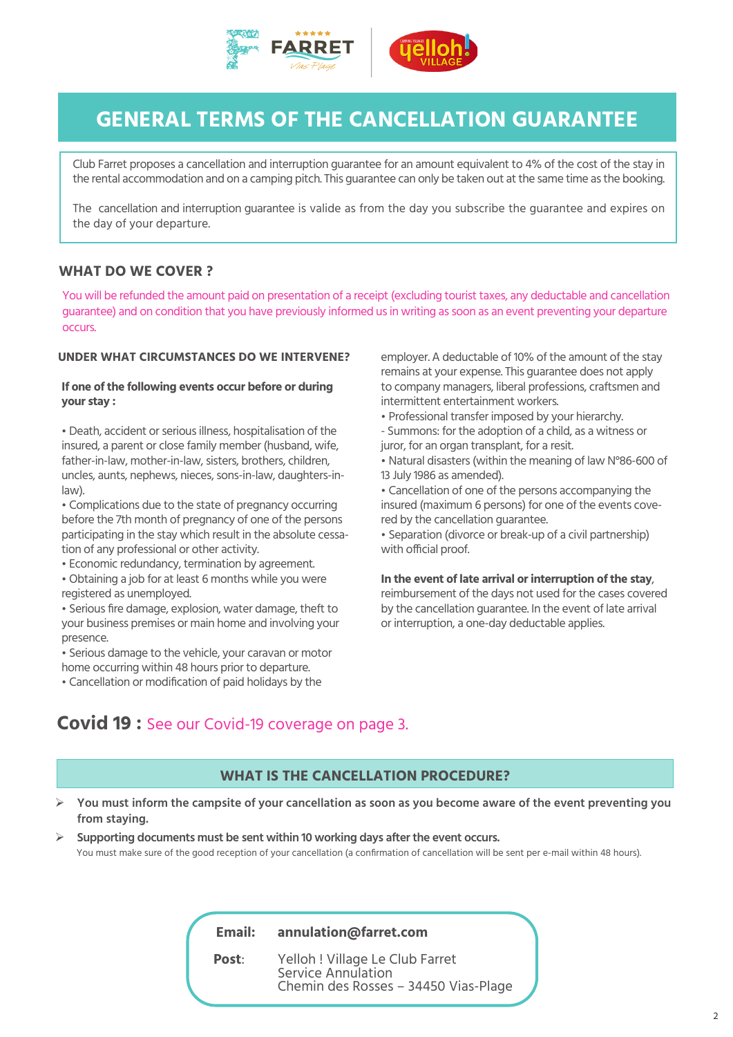# GENERAL TERMS OF THE CANCELLATION GUARANTEE

Club Farret proposes a cancellation and interruption guarantee for an amount equivalent to 4% of the cost of the stay in the rental accommodation and on a camping pitch. This guarantee can only be taken out at the same time as the booking.

The cancellation and interruption guarantee is valide as from the day you subscribe the guarantee and expires on the day of your departure.

## WHAT DO WE COVER ?

You will be refunded the amount paid on presentation of a receipt (excluding tourist taxes, any deductable and cancellation guarantee) and on condition that you have previously informed us in writing as soon as an event preventing your departure occurs.

### UNDER WHAT CIRCUMSTANCES DO WE INTERVENE?

**If one of the following events occur before or during your stay :**

- Death, accident or serious illness, hospitalisation of the insured, a parent or close family member (husband, wife, father-in-law, mother-in-law, sisters, brothers, children, uncles, aunts, nephews, nieces, sons-in-law, daughters-in-law).
- Complications due to the state of pregnancy occurring before the 7th month of pregnancy of one of the persons participating in the stay which result in the absolute cessation of any professional or other activity.
- Economic redundancy, termination by agreement.
- Obtaining a job for at least 6 months while you were registered as unemployed.
- Serious fire damage, explosion, water damage, theft to your business premises or main home and involving your presence.
- Serious damage to the vehicle, your caravan or motor home occurring within 48 hours prior to departure.
- Cancellation or modification of paid holidays by the employer. A deductable of 10% of the amount of the stay remains at your expense. This guarantee does not apply to company managers, liberal professions, craftsmen and intermittent entertainment workers.
- Professional transfer imposed by your hierarchy.
- Summons: for the adoption of a child, as a witness or juror, for an organ transplant, for a resit.
- Natural disasters (within the meaning of law N°86-600 of 13 July 1986 as amended).
- Cancellation of one of the persons accompanying the insured (maximum 6 persons) for one of the events covered by the cancellation guarantee.
- Separation (divorce or break-up of a civil partnership) with official proof.

**In the event of late arrival or interruption of the stay**, reimbursement of the days not used for the cases covered by the cancellation guarantee. In the event of late arrival or interruption, a one-day deductable applies.

## Covid 19 : See our Covid-19 coverage on page 3.

## WHAT IS THE CANCELLATION PROCEDURE?

- **You must inform the campsite of your cancellation as soon as you become aware of the event preventing you from staying.**
- **Supporting documents must be sent within 10 working days after the event occurs.**
  You must make sure of the good reception of your cancellation (a confirmation of cancellation will be sent per e-mail within 48 hours).

**Email:** **annulation@farret.com**

**Post**: Yelloh ! Village Le Club Farret
Service Annulation
Chemin des Rosses – 34450 Vias-Plage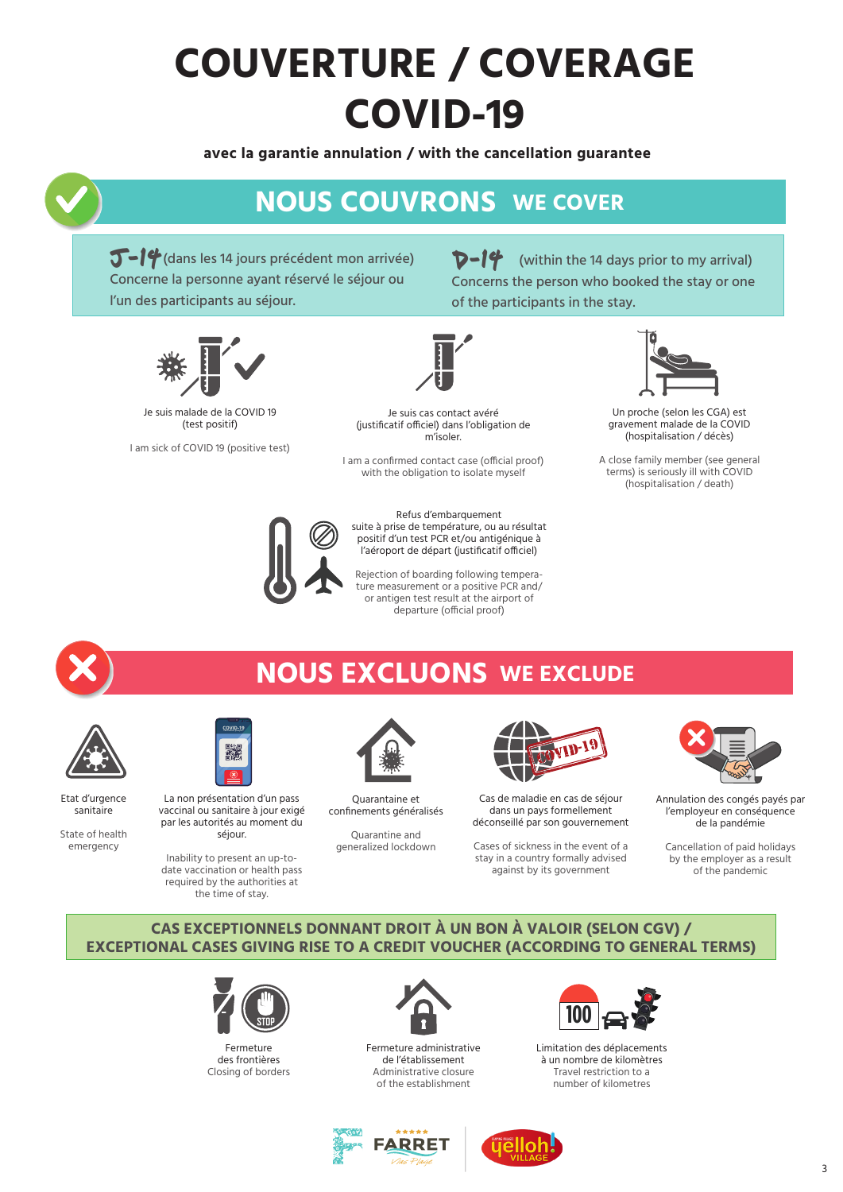# COUVERTURE / COVERAGE COVID-19

**avec la garantie annulation / with the cancellation guarantee**

## NOUS COUVRONS WE COVER

**J-14** (dans les 14 jours précédent mon arrivée)
Concerne la personne ayant réservé le séjour ou l'un des participants au séjour.

**D-14** (within the 14 days prior to my arrival)
Concerns the person who booked the stay or one of the participants in the stay.

Je suis malade de la COVID 19 (test positif)

I am sick of COVID 19 (positive test)

Je suis cas contact avéré (justificatif officiel) dans l'obligation de m'isoler.

I am a confirmed contact case (official proof) with the obligation to isolate myself

Un proche (selon les CGA) est gravement malade de la COVID (hospitalisation / décès)

A close family member (see general terms) is seriously ill with COVID (hospitalisation / death)

Refus d'embarquement suite à prise de température, ou au résultat positif d'un test PCR et/ou antigénique à l'aéroport de départ (justificatif officiel)

Rejection of boarding following temperature measurement or a positive PCR and/or antigen test result at the airport of departure (official proof)

## NOUS EXCLUONS WE EXCLUDE

Etat d'urgence sanitaire

State of health emergency

La non présentation d'un pass vaccinal ou sanitaire à jour exigé par les autorités au moment du séjour.

Inability to present an up-to-date vaccination or health pass required by the authorities at the time of stay.

Quarantaine et confinements généralisés

Quarantine and generalized lockdown

Cas de maladie en cas de séjour dans un pays formellement déconseillé par son gouvernement

Cases of sickness in the event of a stay in a country formally advised against by its government

Annulation des congés payés par l'employeur en conséquence de la pandémie

Cancellation of paid holidays by the employer as a result of the pandemic

## CAS EXCEPTIONNELS DONNANT DROIT À UN BON À VALOIR (SELON CGV) / EXCEPTIONAL CASES GIVING RISE TO A CREDIT VOUCHER (ACCORDING TO GENERAL TERMS)

Fermeture des frontières
Closing of borders

Fermeture administrative de l'établissement
Administrative closure of the establishment

Limitation des déplacements à un nombre de kilomètres
Travel restriction to a number of kilometres

FARRET Vias Plage — yelloh! VILLAGE